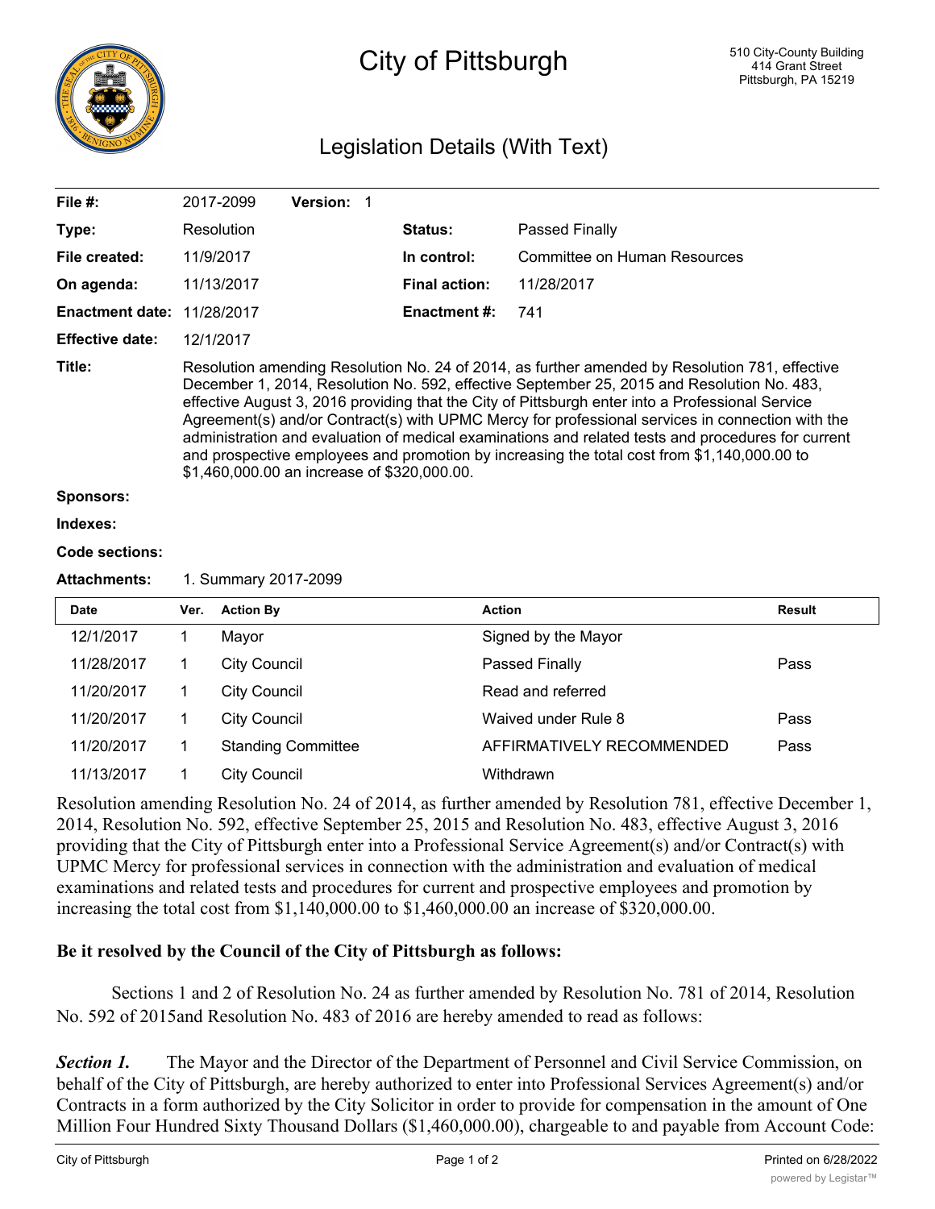# City of Pittsburgh

510 City-County Building
414 Grant Street
Pittsburgh, PA 15219

## Legislation Details (With Text)

| | | | |
|---|---|---|---|
| **File #:** | 2017-2099 **Version:** 1 | | |
| **Type:** | Resolution | **Status:** | Passed Finally |
| **File created:** | 11/9/2017 | **In control:** | Committee on Human Resources |
| **On agenda:** | 11/13/2017 | **Final action:** | 11/28/2017 |
| **Enactment date:** | 11/28/2017 | **Enactment #:** | 741 |
| **Effective date:** | 12/1/2017 | | |

**Title:** Resolution amending Resolution No. 24 of 2014, as further amended by Resolution 781, effective December 1, 2014, Resolution No. 592, effective September 25, 2015 and Resolution No. 483, effective August 3, 2016 providing that the City of Pittsburgh enter into a Professional Service Agreement(s) and/or Contract(s) with UPMC Mercy for professional services in connection with the administration and evaluation of medical examinations and related tests and procedures for current and prospective employees and promotion by increasing the total cost from $1,140,000.00 to $1,460,000.00 an increase of $320,000.00.

**Sponsors:**

**Indexes:**

**Code sections:**

**Attachments:** 1. Summary 2017-2099

| Date | Ver. | Action By | Action | Result |
|---|---|---|---|---|
| 12/1/2017 | 1 | Mayor | Signed by the Mayor | |
| 11/28/2017 | 1 | City Council | Passed Finally | Pass |
| 11/20/2017 | 1 | City Council | Read and referred | |
| 11/20/2017 | 1 | City Council | Waived under Rule 8 | Pass |
| 11/20/2017 | 1 | Standing Committee | AFFIRMATIVELY RECOMMENDED | Pass |
| 11/13/2017 | 1 | City Council | Withdrawn | |

Resolution amending Resolution No. 24 of 2014, as further amended by Resolution 781, effective December 1, 2014, Resolution No. 592, effective September 25, 2015 and Resolution No. 483, effective August 3, 2016 providing that the City of Pittsburgh enter into a Professional Service Agreement(s) and/or Contract(s) with UPMC Mercy for professional services in connection with the administration and evaluation of medical examinations and related tests and procedures for current and prospective employees and promotion by increasing the total cost from $1,140,000.00 to $1,460,000.00 an increase of $320,000.00.

**Be it resolved by the Council of the City of Pittsburgh as follows:**

Sections 1 and 2 of Resolution No. 24 as further amended by Resolution No. 781 of 2014, Resolution No. 592 of 2015and Resolution No. 483 of 2016 are hereby amended to read as follows:

***Section 1.*** The Mayor and the Director of the Department of Personnel and Civil Service Commission, on behalf of the City of Pittsburgh, are hereby authorized to enter into Professional Services Agreement(s) and/or Contracts in a form authorized by the City Solicitor in order to provide for compensation in the amount of One Million Four Hundred Sixty Thousand Dollars ($1,460,000.00), chargeable to and payable from Account Code: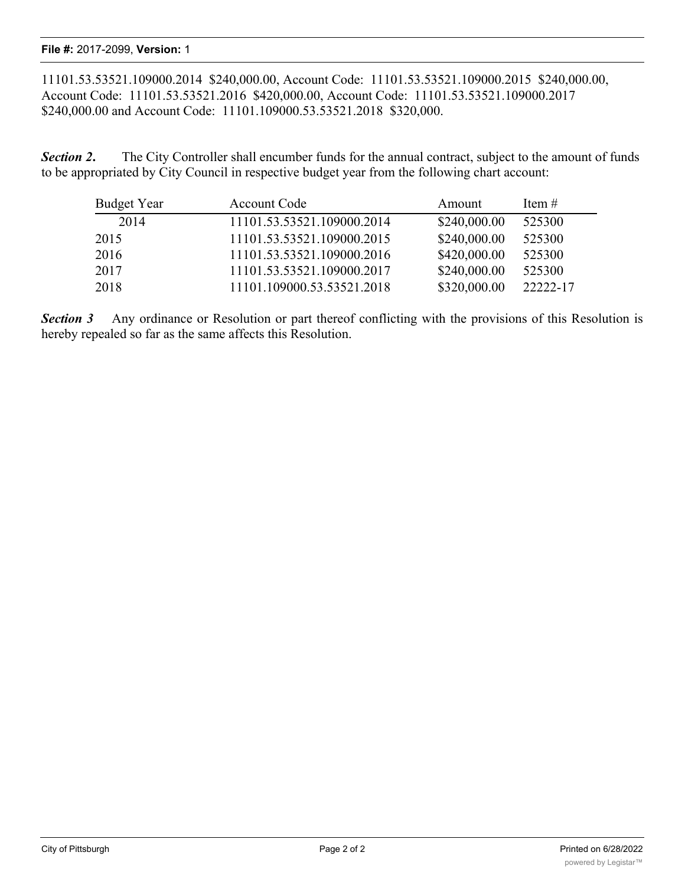11101.53.53521.109000.2014 $240,000.00, Account Code: 11101.53.53521.109000.2015 $240,000.00, Account Code: 11101.53.53521.2016 $420,000.00, Account Code: 11101.53.53521.109000.2017 $240,000.00 and Account Code: 11101.109000.53.53521.2018 $320,000.

***Section 2.*** The City Controller shall encumber funds for the annual contract, subject to the amount of funds to be appropriated by City Council in respective budget year from the following chart account:

| Budget Year | Account Code | Amount | Item # |
|---|---|---|---|
| 2014 | 11101.53.53521.109000.2014 | $240,000.00 | 525300 |
| 2015 | 11101.53.53521.109000.2015 | $240,000.00 | 525300 |
| 2016 | 11101.53.53521.109000.2016 | $420,000.00 | 525300 |
| 2017 | 11101.53.53521.109000.2017 | $240,000.00 | 525300 |
| 2018 | 11101.109000.53.53521.2018 | $320,000.00 | 22222-17 |

***Section 3*** Any ordinance or Resolution or part thereof conflicting with the provisions of this Resolution is hereby repealed so far as the same affects this Resolution.